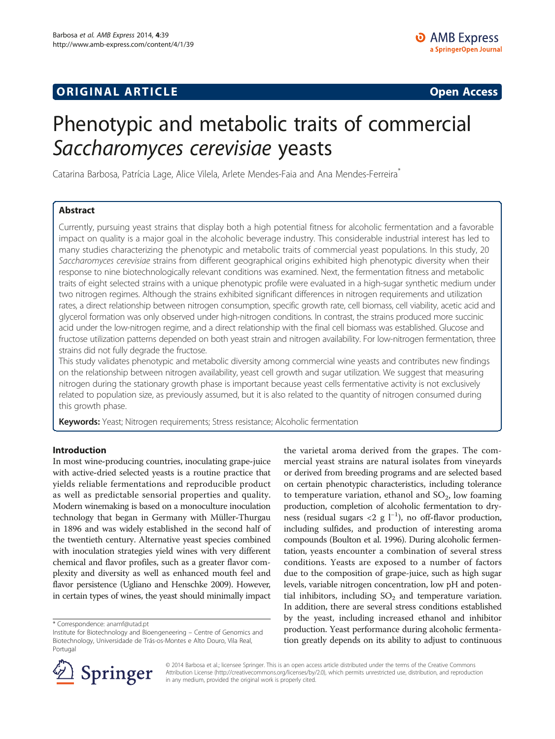ORIGINAL ARTICLE | Open Access

# Phenotypic and metabolic traits of commercial *Saccharomyces cerevisiae* yeasts

Catarina Barbosa, Patrícia Lage, Alice Vilela, Arlete Mendes-Faia and Ana Mendes-Ferreira*

## Abstract

Currently, pursuing yeast strains that display both a high potential fitness for alcoholic fermentation and a favorable impact on quality is a major goal in the alcoholic beverage industry. This considerable industrial interest has led to many studies characterizing the phenotypic and metabolic traits of commercial yeast populations. In this study, 20 *Saccharomyces cerevisiae* strains from different geographical origins exhibited high phenotypic diversity when their response to nine biotechnologically relevant conditions was examined. Next, the fermentation fitness and metabolic traits of eight selected strains with a unique phenotypic profile were evaluated in a high-sugar synthetic medium under two nitrogen regimes. Although the strains exhibited significant differences in nitrogen requirements and utilization rates, a direct relationship between nitrogen consumption, specific growth rate, cell biomass, cell viability, acetic acid and glycerol formation was only observed under high-nitrogen conditions. In contrast, the strains produced more succinic acid under the low-nitrogen regime, and a direct relationship with the final cell biomass was established. Glucose and fructose utilization patterns depended on both yeast strain and nitrogen availability. For low-nitrogen fermentation, three strains did not fully degrade the fructose.

This study validates phenotypic and metabolic diversity among commercial wine yeasts and contributes new findings on the relationship between nitrogen availability, yeast cell growth and sugar utilization. We suggest that measuring nitrogen during the stationary growth phase is important because yeast cells fermentative activity is not exclusively related to population size, as previously assumed, but it is also related to the quantity of nitrogen consumed during this growth phase.

**Keywords:** Yeast; Nitrogen requirements; Stress resistance; Alcoholic fermentation

## Introduction

In most wine-producing countries, inoculating grape-juice with active-dried selected yeasts is a routine practice that yields reliable fermentations and reproducible product as well as predictable sensorial properties and quality. Modern winemaking is based on a monoculture inoculation technology that began in Germany with Müller-Thurgau in 1896 and was widely established in the second half of the twentieth century. Alternative yeast species combined with inoculation strategies yield wines with very different chemical and flavor profiles, such as a greater flavor complexity and diversity as well as enhanced mouth feel and flavor persistence (Ugliano and Henschke 2009). However, in certain types of wines, the yeast should minimally impact the varietal aroma derived from the grapes. The commercial yeast strains are natural isolates from vineyards or derived from breeding programs and are selected based on certain phenotypic characteristics, including tolerance to temperature variation, ethanol and $SO_2$, low foaming production, completion of alcoholic fermentation to dryness (residual sugars <2 g $l^{-1}$), no off-flavor production, including sulfides, and production of interesting aroma compounds (Boulton et al. 1996). During alcoholic fermentation, yeasts encounter a combination of several stress conditions. Yeasts are exposed to a number of factors due to the composition of grape-juice, such as high sugar levels, variable nitrogen concentration, low pH and potential inhibitors, including $SO_2$ and temperature variation. In addition, there are several stress conditions established by the yeast, including increased ethanol and inhibitor production. Yeast performance during alcoholic fermentation greatly depends on its ability to adjust to continuous

* Correspondence: anamf@utad.pt
Institute for Biotechnology and Bioengeneering – Centre of Genomics and Biotechnology, Universidade de Trás-os-Montes e Alto Douro, Vila Real, Portugal

© 2014 Barbosa et al.; licensee Springer. This is an open access article distributed under the terms of the Creative Commons Attribution License (http://creativecommons.org/licenses/by/2.0), which permits unrestricted use, distribution, and reproduction in any medium, provided the original work is properly cited.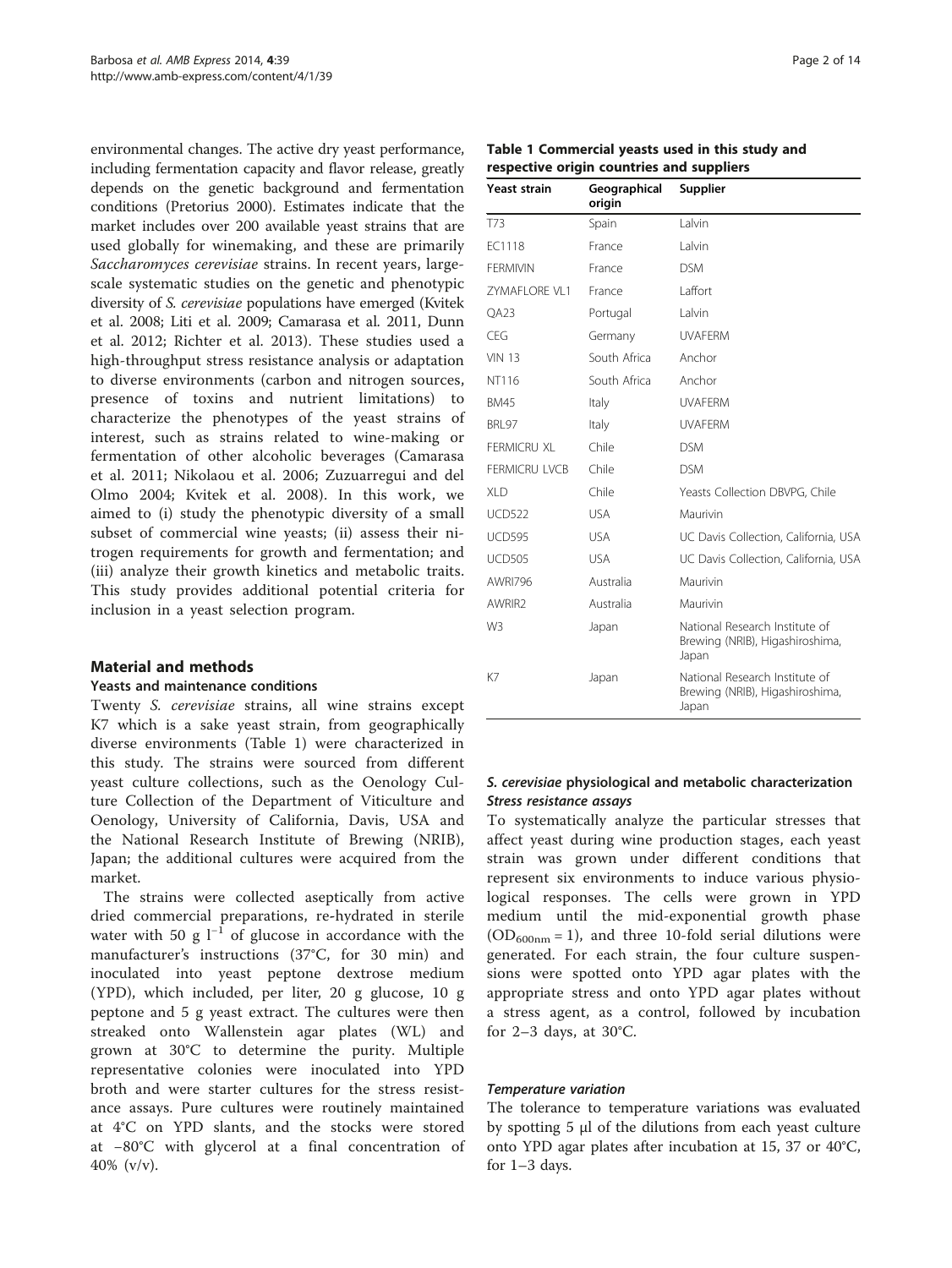environmental changes. The active dry yeast performance, including fermentation capacity and flavor release, greatly depends on the genetic background and fermentation conditions (Pretorius 2000). Estimates indicate that the market includes over 200 available yeast strains that are used globally for winemaking, and these are primarily *Saccharomyces cerevisiae* strains. In recent years, large-scale systematic studies on the genetic and phenotypic diversity of *S. cerevisiae* populations have emerged (Kvitek et al. 2008; Liti et al. 2009; Camarasa et al. 2011, Dunn et al. 2012; Richter et al. 2013). These studies used a high-throughput stress resistance analysis or adaptation to diverse environments (carbon and nitrogen sources, presence of toxins and nutrient limitations) to characterize the phenotypes of the yeast strains of interest, such as strains related to wine-making or fermentation of other alcoholic beverages (Camarasa et al. 2011; Nikolaou et al. 2006; Zuzuarregui and del Olmo 2004; Kvitek et al. 2008). In this work, we aimed to (i) study the phenotypic diversity of a small subset of commercial wine yeasts; (ii) assess their nitrogen requirements for growth and fermentation; and (iii) analyze their growth kinetics and metabolic traits. This study provides additional potential criteria for inclusion in a yeast selection program.

## Material and methods

### Yeasts and maintenance conditions

Twenty *S. cerevisiae* strains, all wine strains except K7 which is a sake yeast strain, from geographically diverse environments (Table 1) were characterized in this study. The strains were sourced from different yeast culture collections, such as the Oenology Culture Collection of the Department of Viticulture and Oenology, University of California, Davis, USA and the National Research Institute of Brewing (NRIB), Japan; the additional cultures were acquired from the market.

The strains were collected aseptically from active dried commercial preparations, re-hydrated in sterile water with 50 g $l^{-1}$ of glucose in accordance with the manufacturer's instructions (37°C, for 30 min) and inoculated into yeast peptone dextrose medium (YPD), which included, per liter, 20 g glucose, 10 g peptone and 5 g yeast extract. The cultures were then streaked onto Wallenstein agar plates (WL) and grown at 30°C to determine the purity. Multiple representative colonies were inoculated into YPD broth and were starter cultures for the stress resistance assays. Pure cultures were routinely maintained at 4°C on YPD slants, and the stocks were stored at −80°C with glycerol at a final concentration of 40% (v/v).

**Table 1 Commercial yeasts used in this study and respective origin countries and suppliers**

| Yeast strain | Geographical origin | Supplier |
|---|---|---|
| T73 | Spain | Lalvin |
| EC1118 | France | Lalvin |
| FERMIVIN | France | DSM |
| ZYMAFLORE VL1 | France | Laffort |
| QA23 | Portugal | Lalvin |
| CEG | Germany | UVAFERM |
| VIN 13 | South Africa | Anchor |
| NT116 | South Africa | Anchor |
| BM45 | Italy | UVAFERM |
| BRL97 | Italy | UVAFERM |
| FERMICRU XL | Chile | DSM |
| FERMICRU LVCB | Chile | DSM |
| XLD | Chile | Yeasts Collection DBVPG, Chile |
| UCD522 | USA | Maurivin |
| UCD595 | USA | UC Davis Collection, California, USA |
| UCD505 | USA | UC Davis Collection, California, USA |
| AWRI796 | Australia | Maurivin |
| AWRIR2 | Australia | Maurivin |
| W3 | Japan | National Research Institute of Brewing (NRIB), Higashiroshima, Japan |
| K7 | Japan | National Research Institute of Brewing (NRIB), Higashiroshima, Japan |

### *S. cerevisiae* physiological and metabolic characterization

#### *Stress resistance assays*

To systematically analyze the particular stresses that affect yeast during wine production stages, each yeast strain was grown under different conditions that represent six environments to induce various physiological responses. The cells were grown in YPD medium until the mid-exponential growth phase ($OD_{600nm} = 1$), and three 10-fold serial dilutions were generated. For each strain, the four culture suspensions were spotted onto YPD agar plates with the appropriate stress and onto YPD agar plates without a stress agent, as a control, followed by incubation for 2–3 days, at 30°C.

#### *Temperature variation*

The tolerance to temperature variations was evaluated by spotting 5 μl of the dilutions from each yeast culture onto YPD agar plates after incubation at 15, 37 or 40°C, for 1–3 days.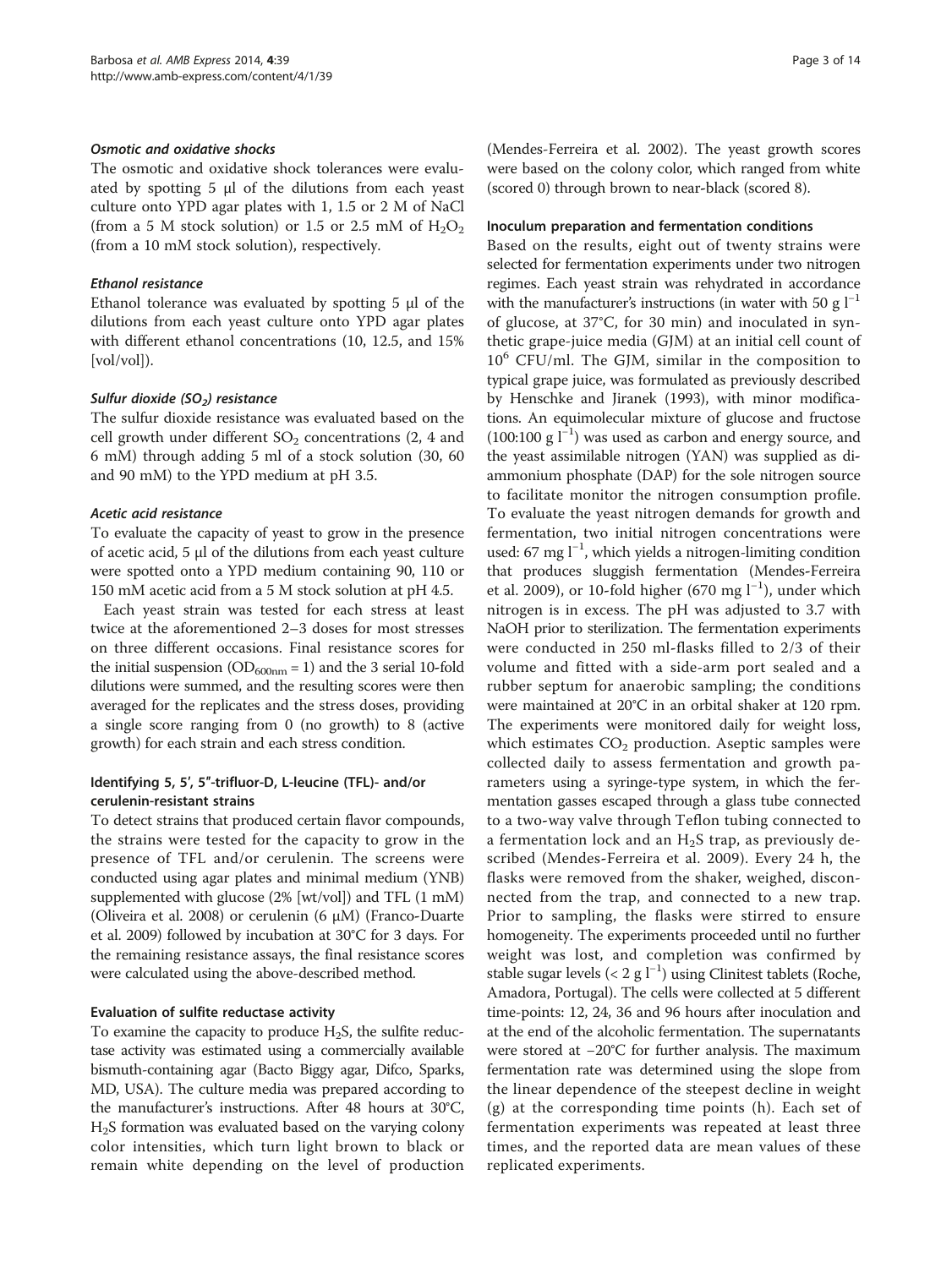#### *Osmotic and oxidative shocks*

The osmotic and oxidative shock tolerances were evaluated by spotting 5 μl of the dilutions from each yeast culture onto YPD agar plates with 1, 1.5 or 2 M of NaCl (from a 5 M stock solution) or 1.5 or 2.5 mM of $H_2O_2$ (from a 10 mM stock solution), respectively.

#### *Ethanol resistance*

Ethanol tolerance was evaluated by spotting 5 μl of the dilutions from each yeast culture onto YPD agar plates with different ethanol concentrations (10, 12.5, and 15% [vol/vol]).

#### *Sulfur dioxide ($SO_2$) resistance*

The sulfur dioxide resistance was evaluated based on the cell growth under different $SO_2$ concentrations (2, 4 and 6 mM) through adding 5 ml of a stock solution (30, 60 and 90 mM) to the YPD medium at pH 3.5.

#### *Acetic acid resistance*

To evaluate the capacity of yeast to grow in the presence of acetic acid, 5 μl of the dilutions from each yeast culture were spotted onto a YPD medium containing 90, 110 or 150 mM acetic acid from a 5 M stock solution at pH 4.5.

Each yeast strain was tested for each stress at least twice at the aforementioned 2–3 doses for most stresses on three different occasions. Final resistance scores for the initial suspension ($OD_{600nm} = 1$) and the 3 serial 10-fold dilutions were summed, and the resulting scores were then averaged for the replicates and the stress doses, providing a single score ranging from 0 (no growth) to 8 (active growth) for each strain and each stress condition.

### Identifying 5, 5′, 5″-trifluor-D, L-leucine (TFL)- and/or cerulenin-resistant strains

To detect strains that produced certain flavor compounds, the strains were tested for the capacity to grow in the presence of TFL and/or cerulenin. The screens were conducted using agar plates and minimal medium (YNB) supplemented with glucose (2% [wt/vol]) and TFL (1 mM) (Oliveira et al. 2008) or cerulenin (6 μM) (Franco-Duarte et al. 2009) followed by incubation at 30°C for 3 days. For the remaining resistance assays, the final resistance scores were calculated using the above-described method.

### Evaluation of sulfite reductase activity

To examine the capacity to produce $H_2S$, the sulfite reductase activity was estimated using a commercially available bismuth-containing agar (Bacto Biggy agar, Difco, Sparks, MD, USA). The culture media was prepared according to the manufacturer's instructions. After 48 hours at 30°C, $H_2S$ formation was evaluated based on the varying colony color intensities, which turn light brown to black or remain white depending on the level of production (Mendes-Ferreira et al. 2002). The yeast growth scores were based on the colony color, which ranged from white (scored 0) through brown to near-black (scored 8).

### Inoculum preparation and fermentation conditions

Based on the results, eight out of twenty strains were selected for fermentation experiments under two nitrogen regimes. Each yeast strain was rehydrated in accordance with the manufacturer's instructions (in water with 50 g $l^{-1}$ of glucose, at 37°C, for 30 min) and inoculated in synthetic grape-juice media (GJM) at an initial cell count of $10^6$ CFU/ml. The GJM, similar in the composition to typical grape juice, was formulated as previously described by Henschke and Jiranek (1993), with minor modifications. An equimolecular mixture of glucose and fructose (100:100 g $l^{-1}$) was used as carbon and energy source, and the yeast assimilable nitrogen (YAN) was supplied as diammonium phosphate (DAP) for the sole nitrogen source to facilitate monitor the nitrogen consumption profile. To evaluate the yeast nitrogen demands for growth and fermentation, two initial nitrogen concentrations were used: 67 mg $l^{-1}$, which yields a nitrogen-limiting condition that produces sluggish fermentation (Mendes-Ferreira et al. 2009), or 10-fold higher (670 mg $l^{-1}$), under which nitrogen is in excess. The pH was adjusted to 3.7 with NaOH prior to sterilization. The fermentation experiments were conducted in 250 ml-flasks filled to 2/3 of their volume and fitted with a side-arm port sealed and a rubber septum for anaerobic sampling; the conditions were maintained at 20°C in an orbital shaker at 120 rpm. The experiments were monitored daily for weight loss, which estimates $CO_2$ production. Aseptic samples were collected daily to assess fermentation and growth parameters using a syringe-type system, in which the fermentation gasses escaped through a glass tube connected to a two-way valve through Teflon tubing connected to a fermentation lock and an $H_2S$ trap, as previously described (Mendes-Ferreira et al. 2009). Every 24 h, the flasks were removed from the shaker, weighed, disconnected from the trap, and connected to a new trap. Prior to sampling, the flasks were stirred to ensure homogeneity. The experiments proceeded until no further weight was lost, and completion was confirmed by stable sugar levels (< 2 g $l^{-1}$) using Clinitest tablets (Roche, Amadora, Portugal). The cells were collected at 5 different time-points: 12, 24, 36 and 96 hours after inoculation and at the end of the alcoholic fermentation. The supernatants were stored at −20°C for further analysis. The maximum fermentation rate was determined using the slope from the linear dependence of the steepest decline in weight (g) at the corresponding time points (h). Each set of fermentation experiments was repeated at least three times, and the reported data are mean values of these replicated experiments.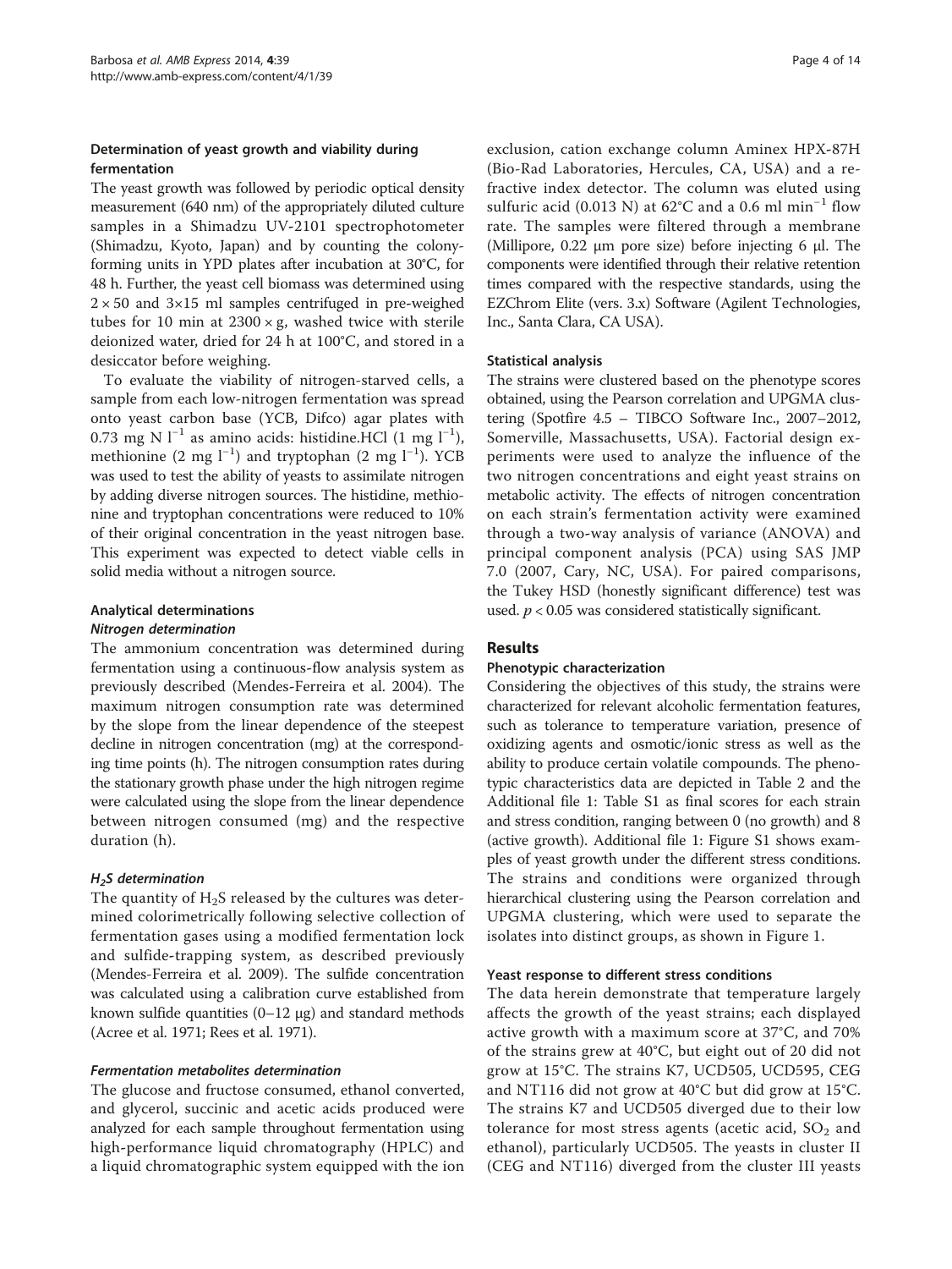### Determination of yeast growth and viability during fermentation

The yeast growth was followed by periodic optical density measurement (640 nm) of the appropriately diluted culture samples in a Shimadzu UV-2101 spectrophotometer (Shimadzu, Kyoto, Japan) and by counting the colony-forming units in YPD plates after incubation at 30°C, for 48 h. Further, the yeast cell biomass was determined using $2 \times 50$ and $3 \times 15$ ml samples centrifuged in pre-weighed tubes for 10 min at $2300 \times g$, washed twice with sterile deionized water, dried for 24 h at 100°C, and stored in a desiccator before weighing.

To evaluate the viability of nitrogen-starved cells, a sample from each low-nitrogen fermentation was spread onto yeast carbon base (YCB, Difco) agar plates with 0.73 mg N $l^{-1}$ as amino acids: histidine.HCl (1 mg $l^{-1}$), methionine (2 mg $l^{-1}$) and tryptophan (2 mg $l^{-1}$). YCB was used to test the ability of yeasts to assimilate nitrogen by adding diverse nitrogen sources. The histidine, methionine and tryptophan concentrations were reduced to 10% of their original concentration in the yeast nitrogen base. This experiment was expected to detect viable cells in solid media without a nitrogen source.

### Analytical determinations

#### Nitrogen determination

The ammonium concentration was determined during fermentation using a continuous-flow analysis system as previously described (Mendes-Ferreira et al. 2004). The maximum nitrogen consumption rate was determined by the slope from the linear dependence of the steepest decline in nitrogen concentration (mg) at the corresponding time points (h). The nitrogen consumption rates during the stationary growth phase under the high nitrogen regime were calculated using the slope from the linear dependence between nitrogen consumed (mg) and the respective duration (h).

#### $H_2S$ determination

The quantity of $H_2S$ released by the cultures was determined colorimetrically following selective collection of fermentation gases using a modified fermentation lock and sulfide-trapping system, as described previously (Mendes-Ferreira et al. 2009). The sulfide concentration was calculated using a calibration curve established from known sulfide quantities (0–12 μg) and standard methods (Acree et al. 1971; Rees et al. 1971).

#### Fermentation metabolites determination

The glucose and fructose consumed, ethanol converted, and glycerol, succinic and acetic acids produced were analyzed for each sample throughout fermentation using high-performance liquid chromatography (HPLC) and a liquid chromatographic system equipped with the ion exclusion, cation exchange column Aminex HPX-87H (Bio-Rad Laboratories, Hercules, CA, USA) and a refractive index detector. The column was eluted using sulfuric acid (0.013 N) at 62°C and a 0.6 ml $min^{-1}$ flow rate. The samples were filtered through a membrane (Millipore, 0.22 μm pore size) before injecting 6 μl. The components were identified through their relative retention times compared with the respective standards, using the EZChrom Elite (vers. 3.x) Software (Agilent Technologies, Inc., Santa Clara, CA USA).

### Statistical analysis

The strains were clustered based on the phenotype scores obtained, using the Pearson correlation and UPGMA clustering (Spotfire 4.5 – TIBCO Software Inc., 2007–2012, Somerville, Massachusetts, USA). Factorial design experiments were used to analyze the influence of the two nitrogen concentrations and eight yeast strains on metabolic activity. The effects of nitrogen concentration on each strain's fermentation activity were examined through a two-way analysis of variance (ANOVA) and principal component analysis (PCA) using SAS JMP 7.0 (2007, Cary, NC, USA). For paired comparisons, the Tukey HSD (honestly significant difference) test was used. $p < 0.05$ was considered statistically significant.

## Results

### Phenotypic characterization

Considering the objectives of this study, the strains were characterized for relevant alcoholic fermentation features, such as tolerance to temperature variation, presence of oxidizing agents and osmotic/ionic stress as well as the ability to produce certain volatile compounds. The phenotypic characteristics data are depicted in Table 2 and the Additional file 1: Table S1 as final scores for each strain and stress condition, ranging between 0 (no growth) and 8 (active growth). Additional file 1: Figure S1 shows examples of yeast growth under the different stress conditions. The strains and conditions were organized through hierarchical clustering using the Pearson correlation and UPGMA clustering, which were used to separate the isolates into distinct groups, as shown in Figure 1.

### Yeast response to different stress conditions

The data herein demonstrate that temperature largely affects the growth of the yeast strains; each displayed active growth with a maximum score at 37°C, and 70% of the strains grew at 40°C, but eight out of 20 did not grow at 15°C. The strains K7, UCD505, UCD595, CEG and NT116 did not grow at 40°C but did grow at 15°C. The strains K7 and UCD505 diverged due to their low tolerance for most stress agents (acetic acid, $SO_2$ and ethanol), particularly UCD505. The yeasts in cluster II (CEG and NT116) diverged from the cluster III yeasts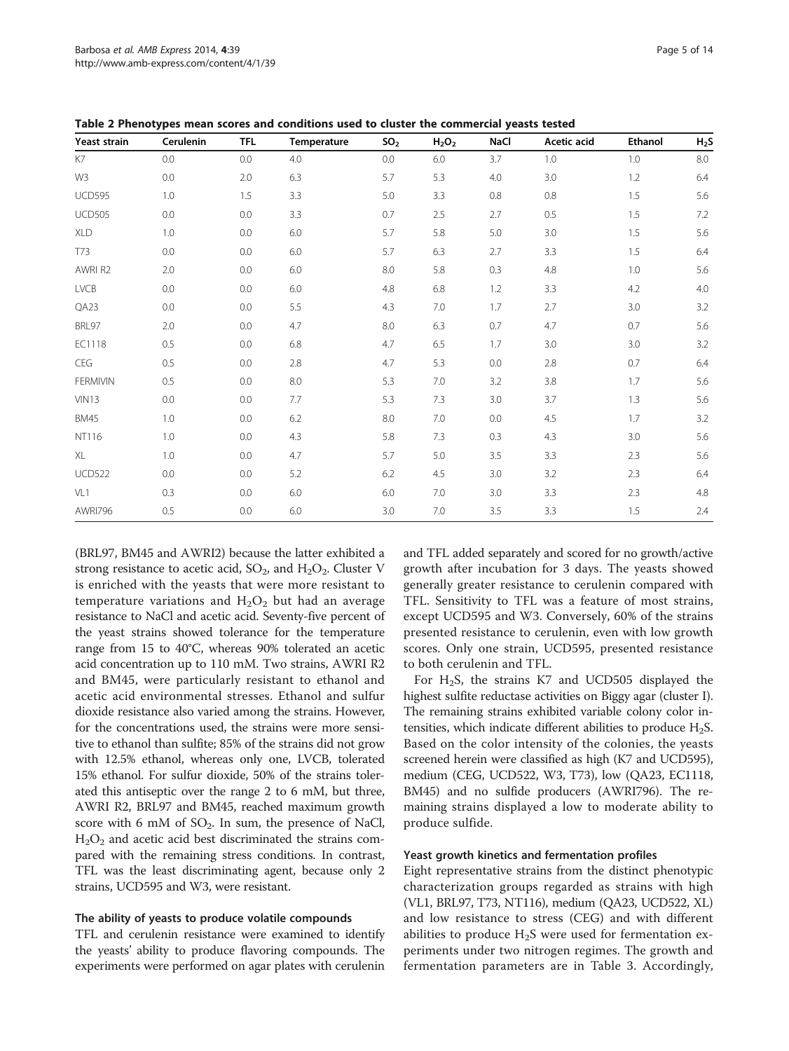**Table 2 Phenotypes mean scores and conditions used to cluster the commercial yeasts tested**

| Yeast strain | Cerulenin | TFL | Temperature | $SO_2$ | $H_2O_2$ | NaCl | Acetic acid | Ethanol | $H_2S$ |
|---|---|---|---|---|---|---|---|---|---|
| K7 | 0.0 | 0.0 | 4.0 | 0.0 | 6.0 | 3.7 | 1.0 | 1.0 | 8.0 |
| W3 | 0.0 | 2.0 | 6.3 | 5.7 | 5.3 | 4.0 | 3.0 | 1.2 | 6.4 |
| UCD595 | 1.0 | 1.5 | 3.3 | 5.0 | 3.3 | 0.8 | 0.8 | 1.5 | 5.6 |
| UCD505 | 0.0 | 0.0 | 3.3 | 0.7 | 2.5 | 2.7 | 0.5 | 1.5 | 7.2 |
| XLD | 1.0 | 0.0 | 6.0 | 5.7 | 5.8 | 5.0 | 3.0 | 1.5 | 5.6 |
| T73 | 0.0 | 0.0 | 6.0 | 5.7 | 6.3 | 2.7 | 3.3 | 1.5 | 6.4 |
| AWRI R2 | 2.0 | 0.0 | 6.0 | 8.0 | 5.8 | 0.3 | 4.8 | 1.0 | 5.6 |
| LVCB | 0.0 | 0.0 | 6.0 | 4.8 | 6.8 | 1.2 | 3.3 | 4.2 | 4.0 |
| QA23 | 0.0 | 0.0 | 5.5 | 4.3 | 7.0 | 1.7 | 2.7 | 3.0 | 3.2 |
| BRL97 | 2.0 | 0.0 | 4.7 | 8.0 | 6.3 | 0.7 | 4.7 | 0.7 | 5.6 |
| EC1118 | 0.5 | 0.0 | 6.8 | 4.7 | 6.5 | 1.7 | 3.0 | 3.0 | 3.2 |
| CEG | 0.5 | 0.0 | 2.8 | 4.7 | 5.3 | 0.0 | 2.8 | 0.7 | 6.4 |
| FERMIVIN | 0.5 | 0.0 | 8.0 | 5.3 | 7.0 | 3.2 | 3.8 | 1.7 | 5.6 |
| VIN13 | 0.0 | 0.0 | 7.7 | 5.3 | 7.3 | 3.0 | 3.7 | 1.3 | 5.6 |
| BM45 | 1.0 | 0.0 | 6.2 | 8.0 | 7.0 | 0.0 | 4.5 | 1.7 | 3.2 |
| NT116 | 1.0 | 0.0 | 4.3 | 5.8 | 7.3 | 0.3 | 4.3 | 3.0 | 5.6 |
| XL | 1.0 | 0.0 | 4.7 | 5.7 | 5.0 | 3.5 | 3.3 | 2.3 | 5.6 |
| UCD522 | 0.0 | 0.0 | 5.2 | 6.2 | 4.5 | 3.0 | 3.2 | 2.3 | 6.4 |
| VL1 | 0.3 | 0.0 | 6.0 | 6.0 | 7.0 | 3.0 | 3.3 | 2.3 | 4.8 |
| AWRI796 | 0.5 | 0.0 | 6.0 | 3.0 | 7.0 | 3.5 | 3.3 | 1.5 | 2.4 |

(BRL97, BM45 and AWRI2) because the latter exhibited a strong resistance to acetic acid, $SO_2$, and $H_2O_2$. Cluster V is enriched with the yeasts that were more resistant to temperature variations and $H_2O_2$ but had an average resistance to NaCl and acetic acid. Seventy-five percent of the yeast strains showed tolerance for the temperature range from 15 to 40°C, whereas 90% tolerated an acetic acid concentration up to 110 mM. Two strains, AWRI R2 and BM45, were particularly resistant to ethanol and acetic acid environmental stresses. Ethanol and sulfur dioxide resistance also varied among the strains. However, for the concentrations used, the strains were more sensitive to ethanol than sulfite; 85% of the strains did not grow with 12.5% ethanol, whereas only one, LVCB, tolerated 15% ethanol. For sulfur dioxide, 50% of the strains tolerated this antiseptic over the range 2 to 6 mM, but three, AWRI R2, BRL97 and BM45, reached maximum growth score with 6 mM of $SO_2$. In sum, the presence of NaCl, $H_2O_2$ and acetic acid best discriminated the strains compared with the remaining stress conditions. In contrast, TFL was the least discriminating agent, because only 2 strains, UCD595 and W3, were resistant.

### The ability of yeasts to produce volatile compounds

TFL and cerulenin resistance were examined to identify the yeasts' ability to produce flavoring compounds. The experiments were performed on agar plates with cerulenin and TFL added separately and scored for no growth/active growth after incubation for 3 days. The yeasts showed generally greater resistance to cerulenin compared with TFL. Sensitivity to TFL was a feature of most strains, except UCD595 and W3. Conversely, 60% of the strains presented resistance to cerulenin, even with low growth scores. Only one strain, UCD595, presented resistance to both cerulenin and TFL.

For $H_2S$, the strains K7 and UCD505 displayed the highest sulfite reductase activities on Biggy agar (cluster I). The remaining strains exhibited variable colony color intensities, which indicate different abilities to produce $H_2S$. Based on the color intensity of the colonies, the yeasts screened herein were classified as high (K7 and UCD595), medium (CEG, UCD522, W3, T73), low (QA23, EC1118, BM45) and no sulfide producers (AWRI796). The remaining strains displayed a low to moderate ability to produce sulfide.

### Yeast growth kinetics and fermentation profiles

Eight representative strains from the distinct phenotypic characterization groups regarded as strains with high (VL1, BRL97, T73, NT116), medium (QA23, UCD522, XL) and low resistance to stress (CEG) and with different abilities to produce $H_2S$ were used for fermentation experiments under two nitrogen regimes. The growth and fermentation parameters are in Table 3. Accordingly,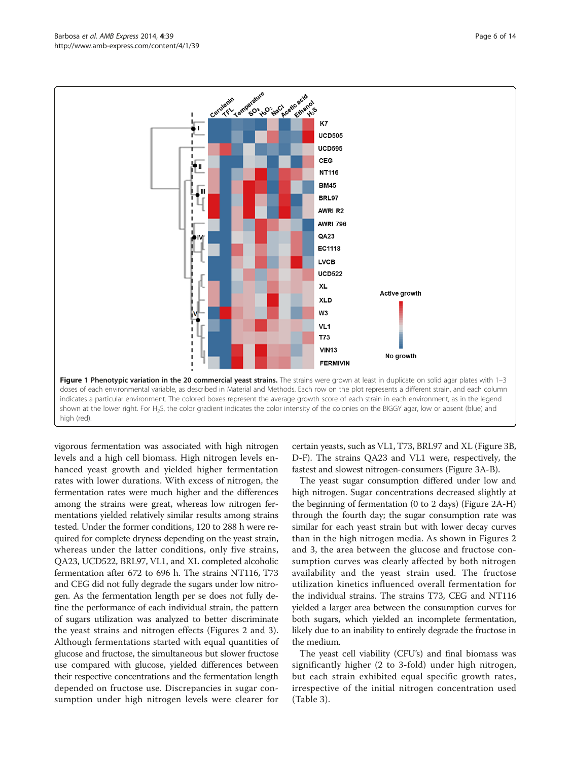**Figure 1 Phenotypic variation in the 20 commercial yeast strains.** The strains were grown at least in duplicate on solid agar plates with 1–3 doses of each environmental variable, as described in Material and Methods. Each row on the plot represents a different strain, and each column indicates a particular environment. The colored boxes represent the average growth score of each strain in each environment, as in the legend shown at the lower right. For $H_2S$, the color gradient indicates the color intensity of the colonies on the BIGGY agar, low or absent (blue) and high (red).

vigorous fermentation was associated with high nitrogen levels and a high cell biomass. High nitrogen levels enhanced yeast growth and yielded higher fermentation rates with lower durations. With excess of nitrogen, the fermentation rates were much higher and the differences among the strains were great, whereas low nitrogen fermentations yielded relatively similar results among strains tested. Under the former conditions, 120 to 288 h were required for complete dryness depending on the yeast strain, whereas under the latter conditions, only five strains, QA23, UCD522, BRL97, VL1, and XL completed alcoholic fermentation after 672 to 696 h. The strains NT116, T73 and CEG did not fully degrade the sugars under low nitrogen. As the fermentation length per se does not fully define the performance of each individual strain, the pattern of sugars utilization was analyzed to better discriminate the yeast strains and nitrogen effects (Figures 2 and 3). Although fermentations started with equal quantities of glucose and fructose, the simultaneous but slower fructose use compared with glucose, yielded differences between their respective concentrations and the fermentation length depended on fructose use. Discrepancies in sugar consumption under high nitrogen levels were clearer for certain yeasts, such as VL1, T73, BRL97 and XL (Figure 3B, D-F). The strains QA23 and VL1 were, respectively, the fastest and slowest nitrogen-consumers (Figure 3A-B).

The yeast sugar consumption differed under low and high nitrogen. Sugar concentrations decreased slightly at the beginning of fermentation (0 to 2 days) (Figure 2A-H) through the fourth day; the sugar consumption rate was similar for each yeast strain but with lower decay curves than in the high nitrogen media. As shown in Figures 2 and 3, the area between the glucose and fructose consumption curves was clearly affected by both nitrogen availability and the yeast strain used. The fructose utilization kinetics influenced overall fermentation for the individual strains. The strains T73, CEG and NT116 yielded a larger area between the consumption curves for both sugars, which yielded an incomplete fermentation, likely due to an inability to entirely degrade the fructose in the medium.

The yeast cell viability (CFU's) and final biomass was significantly higher (2 to 3-fold) under high nitrogen, but each strain exhibited equal specific growth rates, irrespective of the initial nitrogen concentration used (Table 3).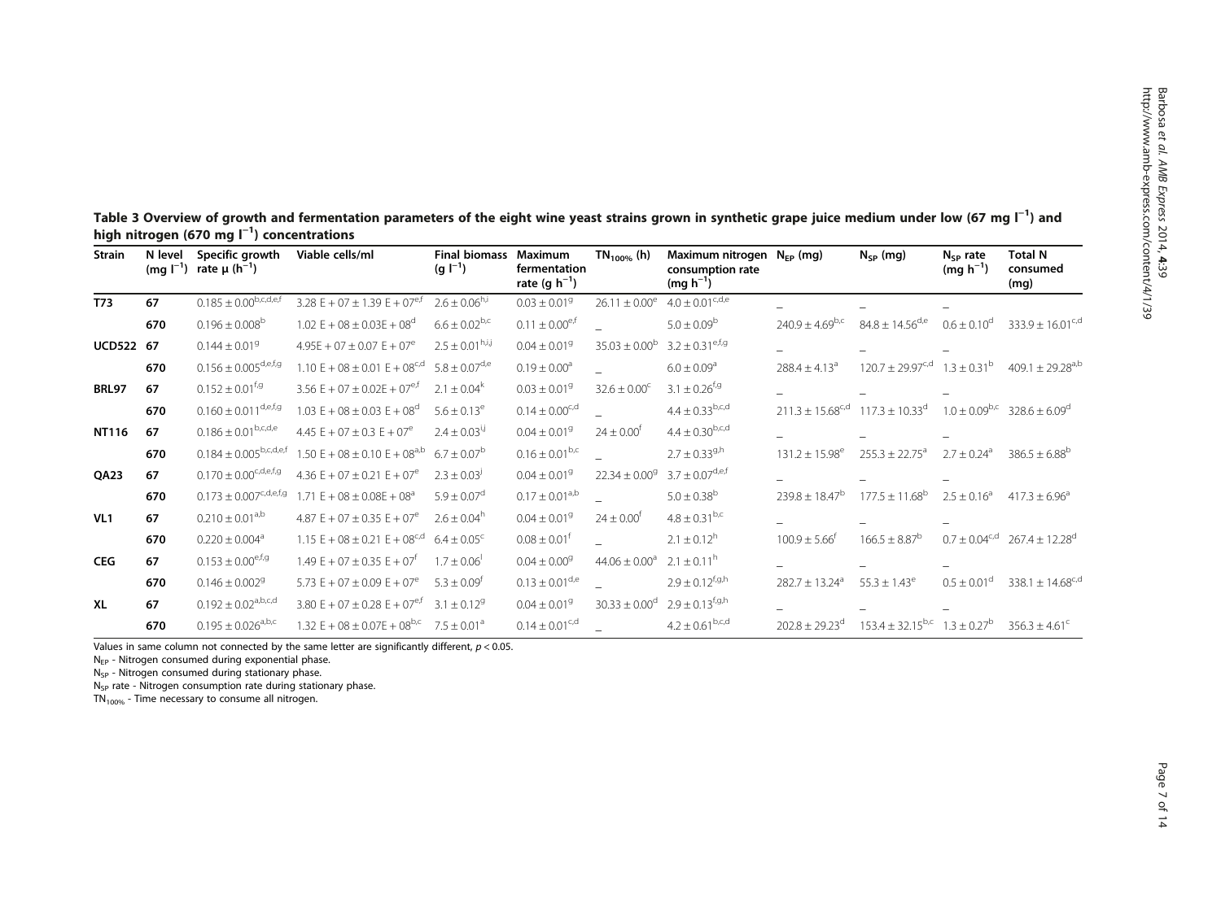**Table 3 Overview of growth and fermentation parameters of the eight wine yeast strains grown in synthetic grape juice medium under low (67 mg $l^{-1}$) and high nitrogen (670 mg $l^{-1}$) concentrations**

| Strain | N level (mg $l^{-1}$) | Specific growth rate μ ($h^{-1}$) | Viable cells/ml | Final biomass (g $l^{-1}$) | Maximum fermentation rate (g $h^{-1}$) | $TN_{100\%}$ (h) | Maximum nitrogen consumption rate (mg $h^{-1}$) | $N_{EP}$ (mg) | $N_{SP}$ (mg) | $N_{SP}$ rate (mg $h^{-1}$) | Total N consumed (mg) |
|---|---|---|---|---|---|---|---|---|---|---|---|
| **T73** | **67** | $0.185 \pm 0.00^{b,c,d,e,f}$ | $3.28$ E + 07 ± 1.39 E + $07^{e,f}$ | $2.6 \pm 0.06^{h,i}$ | $0.03 \pm 0.01^{g}$ | $26.11 \pm 0.00^{e}$ | $4.0 \pm 0.01^{c,d,e}$ | _ | _ | _ | |
| | **670** | $0.196 \pm 0.008^{b}$ | 1.02 E + 08 ± 0.03E + $08^{d}$ | $6.6 \pm 0.02^{b,c}$ | $0.11 \pm 0.00^{e,f}$ | _ | $5.0 \pm 0.09^{b}$ | $240.9 \pm 4.69^{b,c}$ | $84.8 \pm 14.56^{d,e}$ | $0.6 \pm 0.10^{d}$ | $333.9 \pm 16.01^{c,d}$ |
| **UCD522** | **67** | $0.144 \pm 0.01^{g}$ | 4.95E + 07 ± 0.07 E + $07^{e}$ | $2.5 \pm 0.01^{h,i,j}$ | $0.04 \pm 0.01^{g}$ | $35.03 \pm 0.00^{b}$ | $3.2 \pm 0.31^{e,f,g}$ | _ | _ | _ | |
| | **670** | $0.156 \pm 0.005^{d,e,f,g}$ | 1.10 E + 08 ± 0.01 E + $08^{c,d}$ | $5.8 \pm 0.07^{d,e}$ | $0.19 \pm 0.00^{a}$ | _ | $6.0 \pm 0.09^{a}$ | $288.4 \pm 4.13^{a}$ | $120.7 \pm 29.97^{c,d}$ | $1.3 \pm 0.31^{b}$ | $409.1 \pm 29.28^{a,b}$ |
| **BRL97** | **67** | $0.152 \pm 0.01^{f,g}$ | 3.56 E + 07 ± 0.02E + $07^{e,f}$ | $2.1 \pm 0.04^{k}$ | $0.03 \pm 0.01^{g}$ | $32.6 \pm 0.00^{c}$ | $3.1 \pm 0.26^{f,g}$ | _ | _ | _ | |
| | **670** | $0.160 \pm 0.011^{d,e,f,g}$ | 1.03 E + 08 ± 0.03 E + $08^{d}$ | $5.6 \pm 0.13^{e}$ | $0.14 \pm 0.00^{c,d}$ | _ | $4.4 \pm 0.33^{b,c,d}$ | $211.3 \pm 15.68^{c,d}$ | $117.3 \pm 10.33^{d}$ | $1.0 \pm 0.09^{b,c}$ | $328.6 \pm 6.09^{d}$ |
| **NT116** | **67** | $0.186 \pm 0.01^{b,c,d,e}$ | 4.45 E + 07 ± 0.3 E + $07^{e}$ | $2.4 \pm 0.03^{i,j}$ | $0.04 \pm 0.01^{g}$ | $24 \pm 0.00^{f}$ | $4.4 \pm 0.30^{b,c,d}$ | _ | _ | _ | |
| | **670** | $0.184 \pm 0.005^{b,c,d,e,f}$ | 1.50 E + 08 ± 0.10 E + $08^{a,b}$ | $6.7 \pm 0.07^{b}$ | $0.16 \pm 0.01^{b,c}$ | _ | $2.7 \pm 0.33^{g,h}$ | $131.2 \pm 15.98^{e}$ | $255.3 \pm 22.75^{a}$ | $2.7 \pm 0.24^{a}$ | $386.5 \pm 6.88^{b}$ |
| **QA23** | **67** | $0.170 \pm 0.00^{c,d,e,f,g}$ | 4.36 E + 07 ± 0.21 E + $07^{e}$ | $2.3 \pm 0.03^{j}$ | $0.04 \pm 0.01^{g}$ | $22.34 \pm 0.00^{g}$ | $3.7 \pm 0.07^{d,e,f}$ | _ | _ | _ | |
| | **670** | $0.173 \pm 0.007^{c,d,e,f,g}$ | 1.71 E + 08 ± 0.08E + $08^{a}$ | $5.9 \pm 0.07^{d}$ | $0.17 \pm 0.01^{a,b}$ | _ | $5.0 \pm 0.38^{b}$ | $239.8 \pm 18.47^{b}$ | $177.5 \pm 11.68^{b}$ | $2.5 \pm 0.16^{a}$ | $417.3 \pm 6.96^{a}$ |
| **VL1** | **67** | $0.210 \pm 0.01^{a,b}$ | 4.87 E + 07 ± 0.35 E + $07^{e}$ | $2.6 \pm 0.04^{h}$ | $0.04 \pm 0.01^{g}$ | $24 \pm 0.00^{f}$ | $4.8 \pm 0.31^{b,c}$ | _ | _ | _ | |
| | **670** | $0.220 \pm 0.004^{a}$ | 1.15 E + 08 ± 0.21 E + $08^{c,d}$ | $6.4 \pm 0.05^{c}$ | $0.08 \pm 0.01^{f}$ | _ | $2.1 \pm 0.12^{h}$ | $100.9 \pm 5.66^{f}$ | $166.5 \pm 8.87^{b}$ | $0.7 \pm 0.04^{c,d}$ | $267.4 \pm 12.28^{d}$ |
| **CEG** | **67** | $0.153 \pm 0.00^{e,f,g}$ | 1.49 E + 07 ± 0.35 E + $07^{f}$ | $1.7 \pm 0.06^{l}$ | $0.04 \pm 0.00^{g}$ | $44.06 \pm 0.00^{a}$ | $2.1 \pm 0.11^{h}$ | _ | _ | _ | |
| | **670** | $0.146 \pm 0.002^{g}$ | 5.73 E + 07 ± 0.09 E + $07^{e}$ | $5.3 \pm 0.09^{f}$ | $0.13 \pm 0.01^{d,e}$ | _ | $2.9 \pm 0.12^{f,g,h}$ | $282.7 \pm 13.24^{a}$ | $55.3 \pm 1.43^{e}$ | $0.5 \pm 0.01^{d}$ | $338.1 \pm 14.68^{c,d}$ |
| **XL** | **67** | $0.192 \pm 0.02^{a,b,c,d}$ | 3.80 E + 07 ± 0.28 E + $07^{e,f}$ | $3.1 \pm 0.12^{g}$ | $0.04 \pm 0.01^{g}$ | $30.33 \pm 0.00^{d}$ | $2.9 \pm 0.13^{f,g,h}$ | _ | _ | _ | |
| | **670** | $0.195 \pm 0.026^{a,b,c}$ | 1.32 E + 08 ± 0.07E + $08^{b,c}$ | $7.5 \pm 0.01^{a}$ | $0.14 \pm 0.01^{c,d}$ | _ | $4.2 \pm 0.61^{b,c,d}$ | $202.8 \pm 29.23^{d}$ | $153.4 \pm 32.15^{b,c}$ | $1.3 \pm 0.27^{b}$ | $356.3 \pm 4.61^{c}$ |

Values in same column not connected by the same letter are significantly different, $p < 0.05$.

$N_{EP}$ - Nitrogen consumed during exponential phase.

$N_{SP}$ - Nitrogen consumed during stationary phase.

$N_{SP}$ rate - Nitrogen consumption rate during stationary phase.

$TN_{100\%}$ - Time necessary to consume all nitrogen.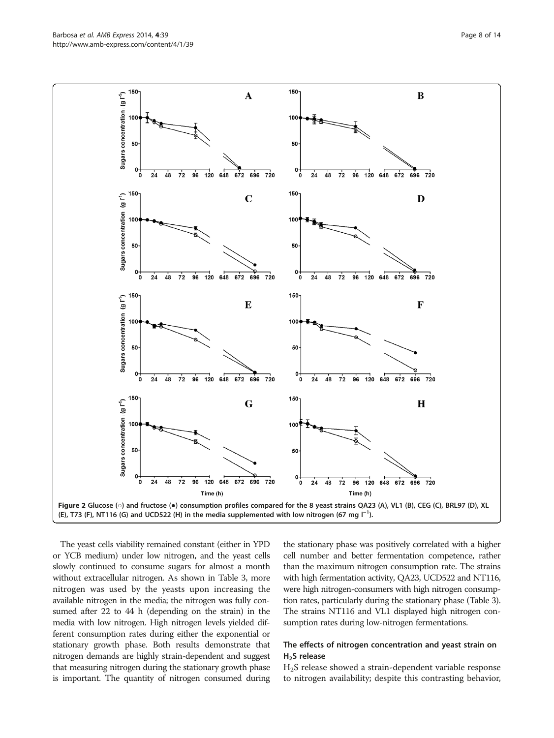Figure 2 Glucose (○) and fructose (●) consumption profiles compared for the 8 yeast strains QA23 (A), VL1 (B), CEG (C), BRL97 (D), XL (E), T73 (F), NT116 (G) and UCD522 (H) in the media supplemented with low nitrogen (67 mg $l^{-1}$).

The yeast cells viability remained constant (either in YPD or YCB medium) under low nitrogen, and the yeast cells slowly continued to consume sugars for almost a month without extracellular nitrogen. As shown in Table 3, more nitrogen was used by the yeasts upon increasing the available nitrogen in the media; the nitrogen was fully consumed after 22 to 44 h (depending on the strain) in the media with low nitrogen. High nitrogen levels yielded different consumption rates during either the exponential or stationary growth phase. Both results demonstrate that nitrogen demands are highly strain-dependent and suggest that measuring nitrogen during the stationary growth phase is important. The quantity of nitrogen consumed during the stationary phase was positively correlated with a higher cell number and better fermentation competence, rather than the maximum nitrogen consumption rate. The strains with high fermentation activity, QA23, UCD522 and NT116, were high nitrogen-consumers with high nitrogen consumption rates, particularly during the stationary phase (Table 3). The strains NT116 and VL1 displayed high nitrogen consumption rates during low-nitrogen fermentations.

### The effects of nitrogen concentration and yeast strain on $H_2S$ release

$H_2S$ release showed a strain-dependent variable response to nitrogen availability; despite this contrasting behavior,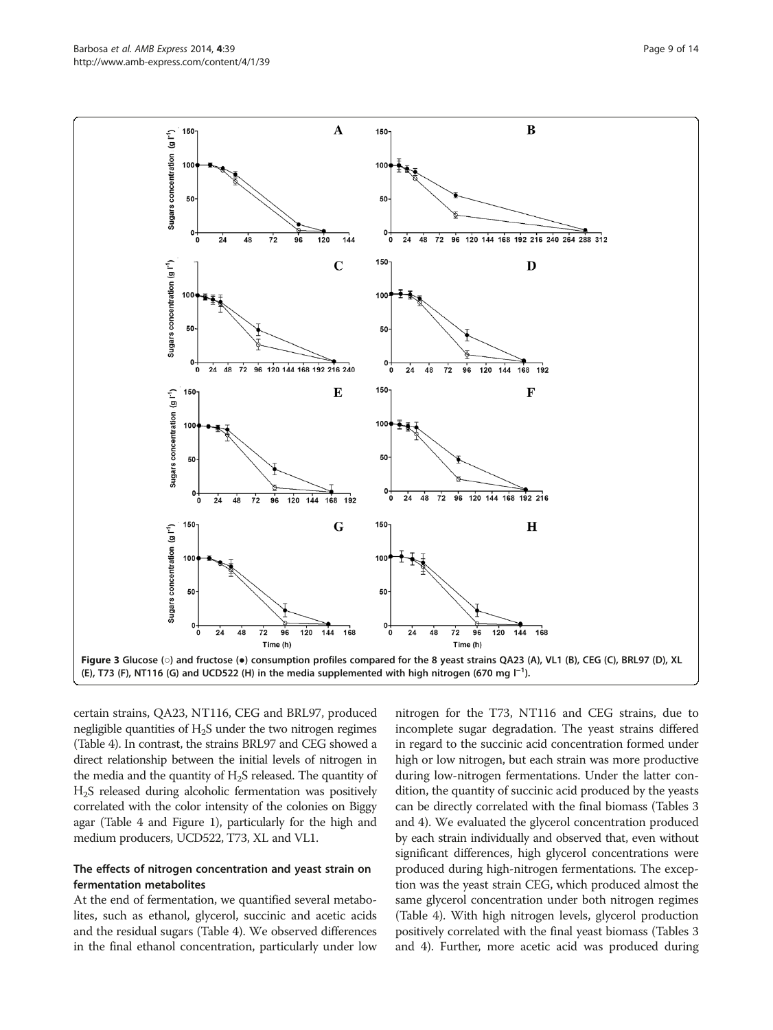Figure 3 Glucose (○) and fructose (●) consumption profiles compared for the 8 yeast strains QA23 (A), VL1 (B), CEG (C), BRL97 (D), XL (E), T73 (F), NT116 (G) and UCD522 (H) in the media supplemented with high nitrogen (670 mg $l^{-1}$).

certain strains, QA23, NT116, CEG and BRL97, produced negligible quantities of $H_2S$ under the two nitrogen regimes (Table 4). In contrast, the strains BRL97 and CEG showed a direct relationship between the initial levels of nitrogen in the media and the quantity of $H_2S$ released. The quantity of $H_2S$ released during alcoholic fermentation was positively correlated with the color intensity of the colonies on Biggy agar (Table 4 and Figure 1), particularly for the high and medium producers, UCD522, T73, XL and VL1.

### The effects of nitrogen concentration and yeast strain on fermentation metabolites

At the end of fermentation, we quantified several metabolites, such as ethanol, glycerol, succinic and acetic acids and the residual sugars (Table 4). We observed differences in the final ethanol concentration, particularly under low nitrogen for the T73, NT116 and CEG strains, due to incomplete sugar degradation. The yeast strains differed in regard to the succinic acid concentration formed under high or low nitrogen, but each strain was more productive during low-nitrogen fermentations. Under the latter condition, the quantity of succinic acid produced by the yeasts can be directly correlated with the final biomass (Tables 3 and 4). We evaluated the glycerol concentration produced by each strain individually and observed that, even without significant differences, high glycerol concentrations were produced during high-nitrogen fermentations. The exception was the yeast strain CEG, which produced almost the same glycerol concentration under both nitrogen regimes (Table 4). With high nitrogen levels, glycerol production positively correlated with the final yeast biomass (Tables 3 and 4). Further, more acetic acid was produced during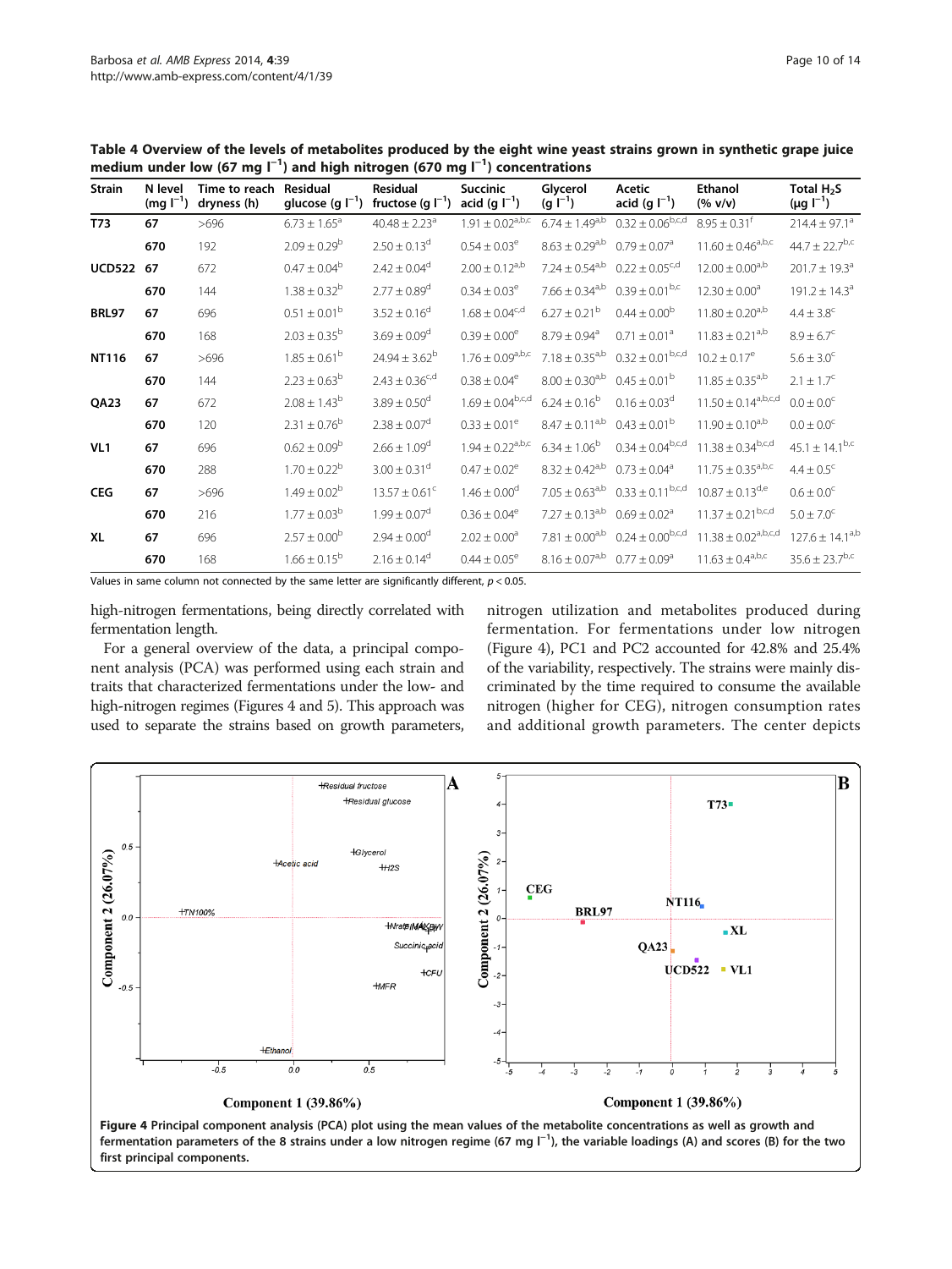**Table 4 Overview of the levels of metabolites produced by the eight wine yeast strains grown in synthetic grape juice medium under low (67 mg $l^{-1}$) and high nitrogen (670 mg $l^{-1}$) concentrations**

| Strain | N level (mg $l^{-1}$) | Time to reach dryness (h) | Residual glucose (g $l^{-1}$) | Residual fructose (g $l^{-1}$) | Succinic acid (g $l^{-1}$) | Glycerol (g $l^{-1}$) | Acetic acid (g $l^{-1}$) | Ethanol (% v/v) | Total $H_2S$ (μg $l^{-1}$) |
|---|---|---|---|---|---|---|---|---|---|
| **T73** | **67** | >696 | $6.73 \pm 1.65^{a}$ | $40.48 \pm 2.23^{a}$ | $1.91 \pm 0.02^{a,b,c}$ | $6.74 \pm 1.49^{a,b}$ | $0.32 \pm 0.06^{b,c,d}$ | $8.95 \pm 0.31^{f}$ | $214.4 \pm 97.1^{a}$ |
| | **670** | 192 | $2.09 \pm 0.29^{b}$ | $2.50 \pm 0.13^{d}$ | $0.54 \pm 0.03^{e}$ | $8.63 \pm 0.29^{a,b}$ | $0.79 \pm 0.07^{a}$ | $11.60 \pm 0.46^{a,b,c}$ | $44.7 \pm 22.7^{b,c}$ |
| **UCD522** | **67** | 672 | $0.47 \pm 0.04^{b}$ | $2.42 \pm 0.04^{d}$ | $2.00 \pm 0.12^{a,b}$ | $7.24 \pm 0.54^{a,b}$ | $0.22 \pm 0.05^{c,d}$ | $12.00 \pm 0.00^{a,b}$ | $201.7 \pm 19.3^{a}$ |
| | **670** | 144 | $1.38 \pm 0.32^{b}$ | $2.77 \pm 0.89^{d}$ | $0.34 \pm 0.03^{e}$ | $7.66 \pm 0.34^{a,b}$ | $0.39 \pm 0.01^{b,c}$ | $12.30 \pm 0.00^{a}$ | $191.2 \pm 14.3^{a}$ |
| **BRL97** | **67** | 696 | $0.51 \pm 0.01^{b}$ | $3.52 \pm 0.16^{d}$ | $1.68 \pm 0.04^{c,d}$ | $6.27 \pm 0.21^{b}$ | $0.44 \pm 0.00^{b}$ | $11.80 \pm 0.20^{a,b}$ | $4.4 \pm 3.8^{c}$ |
| | **670** | 168 | $2.03 \pm 0.35^{b}$ | $3.69 \pm 0.09^{d}$ | $0.39 \pm 0.00^{e}$ | $8.79 \pm 0.94^{a}$ | $0.71 \pm 0.01^{a}$ | $11.83 \pm 0.21^{a,b}$ | $8.9 \pm 6.7^{c}$ |
| **NT116** | **67** | >696 | $1.85 \pm 0.61^{b}$ | $24.94 \pm 3.62^{b}$ | $1.76 \pm 0.09^{a,b,c}$ | $7.18 \pm 0.35^{a,b}$ | $0.32 \pm 0.01^{b,c,d}$ | $10.2 \pm 0.17^{e}$ | $5.6 \pm 3.0^{c}$ |
| | **670** | 144 | $2.23 \pm 0.63^{b}$ | $2.43 \pm 0.36^{c,d}$ | $0.38 \pm 0.04^{e}$ | $8.00 \pm 0.30^{a,b}$ | $0.45 \pm 0.01^{b}$ | $11.85 \pm 0.35^{a,b}$ | $2.1 \pm 1.7^{c}$ |
| **QA23** | **67** | 672 | $2.08 \pm 1.43^{b}$ | $3.89 \pm 0.50^{d}$ | $1.69 \pm 0.04^{b,c,d}$ | $6.24 \pm 0.16^{b}$ | $0.16 \pm 0.03^{d}$ | $11.50 \pm 0.14^{a,b,c,d}$ | $0.0 \pm 0.0^{c}$ |
| | **670** | 120 | $2.31 \pm 0.76^{b}$ | $2.38 \pm 0.07^{d}$ | $0.33 \pm 0.01^{e}$ | $8.47 \pm 0.11^{a,b}$ | $0.43 \pm 0.01^{b}$ | $11.90 \pm 0.10^{a,b}$ | $0.0 \pm 0.0^{c}$ |
| **VL1** | **67** | 696 | $0.62 \pm 0.09^{b}$ | $2.66 \pm 1.09^{d}$ | $1.94 \pm 0.22^{a,b,c}$ | $6.34 \pm 1.06^{b}$ | $0.34 \pm 0.04^{b,c,d}$ | $11.38 \pm 0.34^{b,c,d}$ | $45.1 \pm 14.1^{b,c}$ |
| | **670** | 288 | $1.70 \pm 0.22^{b}$ | $3.00 \pm 0.31^{d}$ | $0.47 \pm 0.02^{e}$ | $8.32 \pm 0.42^{a,b}$ | $0.73 \pm 0.04^{a}$ | $11.75 \pm 0.35^{a,b,c}$ | $4.4 \pm 0.5^{c}$ |
| **CEG** | **67** | >696 | $1.49 \pm 0.02^{b}$ | $13.57 \pm 0.61^{c}$ | $1.46 \pm 0.00^{d}$ | $7.05 \pm 0.63^{a,b}$ | $0.33 \pm 0.11^{b,c,d}$ | $10.87 \pm 0.13^{d,e}$ | $0.6 \pm 0.0^{c}$ |
| | **670** | 216 | $1.77 \pm 0.03^{b}$ | $1.99 \pm 0.07^{d}$ | $0.36 \pm 0.04^{e}$ | $7.27 \pm 0.13^{a,b}$ | $0.69 \pm 0.02^{a}$ | $11.37 \pm 0.21^{b,c,d}$ | $5.0 \pm 7.0^{c}$ |
| **XL** | **67** | 696 | $2.57 \pm 0.00^{b}$ | $2.94 \pm 0.00^{d}$ | $2.02 \pm 0.00^{a}$ | $7.81 \pm 0.00^{a,b}$ | $0.24 \pm 0.00^{b,c,d}$ | $11.38 \pm 0.02^{a,b,c,d}$ | $127.6 \pm 14.1^{a,b}$ |
| | **670** | 168 | $1.66 \pm 0.15^{b}$ | $2.16 \pm 0.14^{d}$ | $0.44 \pm 0.05^{e}$ | $8.16 \pm 0.07^{a,b}$ | $0.77 \pm 0.09^{a}$ | $11.63 \pm 0.4^{a,b,c}$ | $35.6 \pm 23.7^{b,c}$ |

Values in same column not connected by the same letter are significantly different, $p < 0.05$.

high-nitrogen fermentations, being directly correlated with fermentation length.

For a general overview of the data, a principal component analysis (PCA) was performed using each strain and traits that characterized fermentations under the low- and high-nitrogen regimes (Figures 4 and 5). This approach was used to separate the strains based on growth parameters, nitrogen utilization and metabolites produced during fermentation. For fermentations under low nitrogen (Figure 4), PC1 and PC2 accounted for 42.8% and 25.4% of the variability, respectively. The strains were mainly discriminated by the time required to consume the available nitrogen (higher for CEG), nitrogen consumption rates and additional growth parameters. The center depicts

**Figure 4 Principal component analysis (PCA) plot using the mean values of the metabolite concentrations as well as growth and fermentation parameters of the 8 strains under a low nitrogen regime (67 mg $l^{-1}$), the variable loadings (A) and scores (B) for the two first principal components.**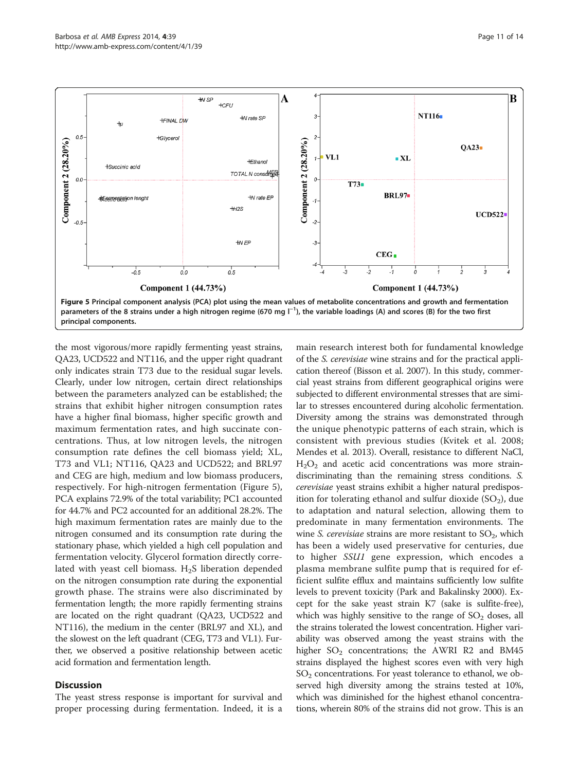Figure 5 Principal component analysis (PCA) plot using the mean values of metabolite concentrations and growth and fermentation parameters of the 8 strains under a high nitrogen regime (670 mg $l^{-1}$), the variable loadings (A) and scores (B) for the two first principal components.

the most vigorous/more rapidly fermenting yeast strains, QA23, UCD522 and NT116, and the upper right quadrant only indicates strain T73 due to the residual sugar levels. Clearly, under low nitrogen, certain direct relationships between the parameters analyzed can be established; the strains that exhibit higher nitrogen consumption rates have a higher final biomass, higher specific growth and maximum fermentation rates, and high succinate concentrations. Thus, at low nitrogen levels, the nitrogen consumption rate defines the cell biomass yield; XL, T73 and VL1; NT116, QA23 and UCD522; and BRL97 and CEG are high, medium and low biomass producers, respectively. For high-nitrogen fermentation (Figure 5), PCA explains 72.9% of the total variability; PC1 accounted for 44.7% and PC2 accounted for an additional 28.2%. The high maximum fermentation rates are mainly due to the nitrogen consumed and its consumption rate during the stationary phase, which yielded a high cell population and fermentation velocity. Glycerol formation directly correlated with yeast cell biomass. $H_2S$ liberation depended on the nitrogen consumption rate during the exponential growth phase. The strains were also discriminated by fermentation length; the more rapidly fermenting strains are located on the right quadrant (QA23, UCD522 and NT116), the medium in the center (BRL97 and XL), and the slowest on the left quadrant (CEG, T73 and VL1). Further, we observed a positive relationship between acetic acid formation and fermentation length.

## Discussion

The yeast stress response is important for survival and proper processing during fermentation. Indeed, it is a main research interest both for fundamental knowledge of the *S. cerevisiae* wine strains and for the practical application thereof (Bisson et al. 2007). In this study, commercial yeast strains from different geographical origins were subjected to different environmental stresses that are similar to stresses encountered during alcoholic fermentation. Diversity among the strains was demonstrated through the unique phenotypic patterns of each strain, which is consistent with previous studies (Kvitek et al. 2008; Mendes et al. 2013). Overall, resistance to different NaCl, $H_2O_2$ and acetic acid concentrations was more strain-discriminating than the remaining stress conditions. *S. cerevisiae* yeast strains exhibit a higher natural predisposition for tolerating ethanol and sulfur dioxide ($SO_2$), due to adaptation and natural selection, allowing them to predominate in many fermentation environments. The wine *S. cerevisiae* strains are more resistant to $SO_2$, which has been a widely used preservative for centuries, due to higher *SSU1* gene expression, which encodes a plasma membrane sulfite pump that is required for efficient sulfite efflux and maintains sufficiently low sulfite levels to prevent toxicity (Park and Bakalinsky 2000). Except for the sake yeast strain K7 (sake is sulfite-free), which was highly sensitive to the range of $SO_2$ doses, all the strains tolerated the lowest concentration. Higher variability was observed among the yeast strains with the higher $SO_2$ concentrations; the AWRI R2 and BM45 strains displayed the highest scores even with very high $SO_2$ concentrations. For yeast tolerance to ethanol, we observed high diversity among the strains tested at 10%, which was diminished for the highest ethanol concentrations, wherein 80% of the strains did not grow. This is an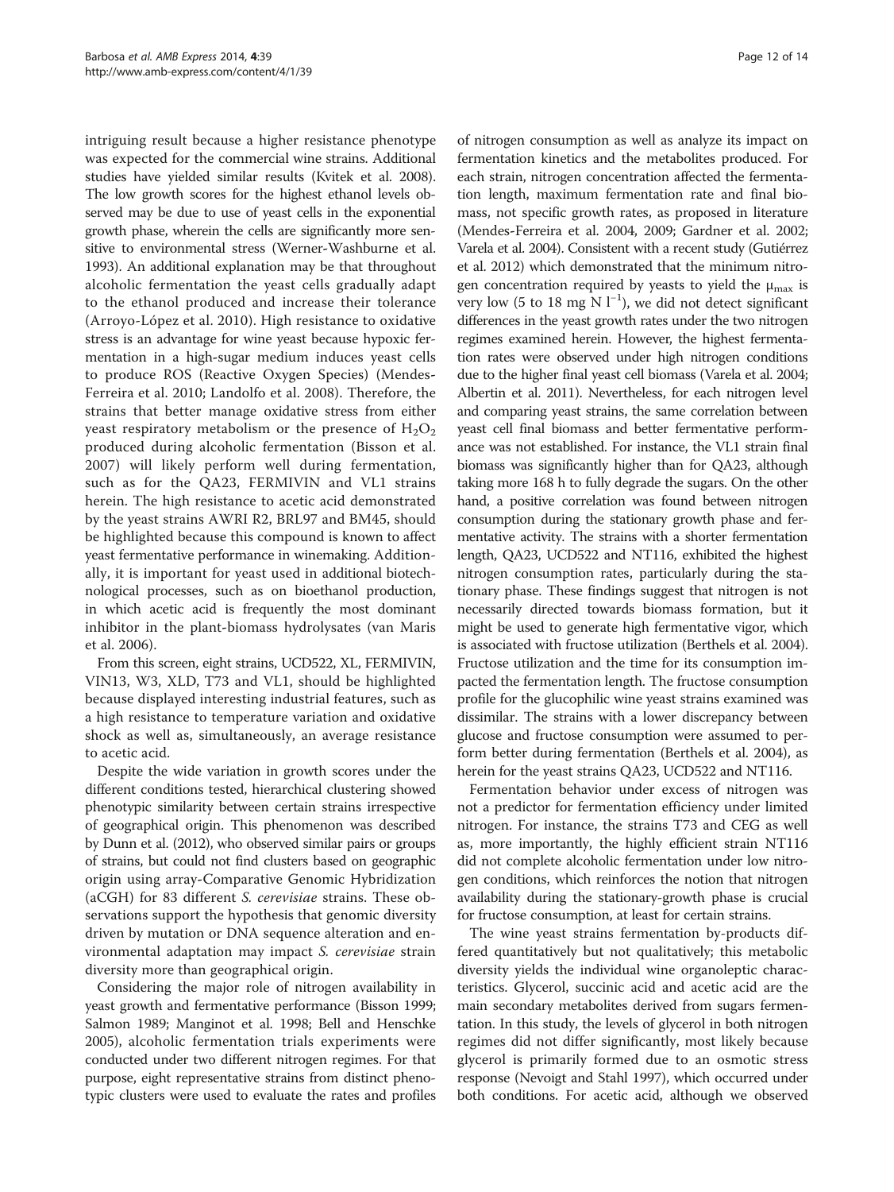intriguing result because a higher resistance phenotype was expected for the commercial wine strains. Additional studies have yielded similar results (Kvitek et al. 2008). The low growth scores for the highest ethanol levels observed may be due to use of yeast cells in the exponential growth phase, wherein the cells are significantly more sensitive to environmental stress (Werner-Washburne et al. 1993). An additional explanation may be that throughout alcoholic fermentation the yeast cells gradually adapt to the ethanol produced and increase their tolerance (Arroyo-López et al. 2010). High resistance to oxidative stress is an advantage for wine yeast because hypoxic fermentation in a high-sugar medium induces yeast cells to produce ROS (Reactive Oxygen Species) (Mendes-Ferreira et al. 2010; Landolfo et al. 2008). Therefore, the strains that better manage oxidative stress from either yeast respiratory metabolism or the presence of $H_2O_2$ produced during alcoholic fermentation (Bisson et al. 2007) will likely perform well during fermentation, such as for the QA23, FERMIVIN and VL1 strains herein. The high resistance to acetic acid demonstrated by the yeast strains AWRI R2, BRL97 and BM45, should be highlighted because this compound is known to affect yeast fermentative performance in winemaking. Additionally, it is important for yeast used in additional biotechnological processes, such as on bioethanol production, in which acetic acid is frequently the most dominant inhibitor in the plant-biomass hydrolysates (van Maris et al. 2006).

From this screen, eight strains, UCD522, XL, FERMIVIN, VIN13, W3, XLD, T73 and VL1, should be highlighted because displayed interesting industrial features, such as a high resistance to temperature variation and oxidative shock as well as, simultaneously, an average resistance to acetic acid.

Despite the wide variation in growth scores under the different conditions tested, hierarchical clustering showed phenotypic similarity between certain strains irrespective of geographical origin. This phenomenon was described by Dunn et al. (2012), who observed similar pairs or groups of strains, but could not find clusters based on geographic origin using array-Comparative Genomic Hybridization (aCGH) for 83 different *S. cerevisiae* strains. These observations support the hypothesis that genomic diversity driven by mutation or DNA sequence alteration and environmental adaptation may impact *S. cerevisiae* strain diversity more than geographical origin.

Considering the major role of nitrogen availability in yeast growth and fermentative performance (Bisson 1999; Salmon 1989; Manginot et al. 1998; Bell and Henschke 2005), alcoholic fermentation trials experiments were conducted under two different nitrogen regimes. For that purpose, eight representative strains from distinct phenotypic clusters were used to evaluate the rates and profiles of nitrogen consumption as well as analyze its impact on fermentation kinetics and the metabolites produced. For each strain, nitrogen concentration affected the fermentation length, maximum fermentation rate and final biomass, not specific growth rates, as proposed in literature (Mendes-Ferreira et al. 2004, 2009; Gardner et al. 2002; Varela et al. 2004). Consistent with a recent study (Gutiérrez et al. 2012) which demonstrated that the minimum nitrogen concentration required by yeasts to yield the $\mu_{max}$ is very low (5 to 18 mg N $l^{-1}$), we did not detect significant differences in the yeast growth rates under the two nitrogen regimes examined herein. However, the highest fermentation rates were observed under high nitrogen conditions due to the higher final yeast cell biomass (Varela et al. 2004; Albertin et al. 2011). Nevertheless, for each nitrogen level and comparing yeast strains, the same correlation between yeast cell final biomass and better fermentative performance was not established. For instance, the VL1 strain final biomass was significantly higher than for QA23, although taking more 168 h to fully degrade the sugars. On the other hand, a positive correlation was found between nitrogen consumption during the stationary growth phase and fermentative activity. The strains with a shorter fermentation length, QA23, UCD522 and NT116, exhibited the highest nitrogen consumption rates, particularly during the stationary phase. These findings suggest that nitrogen is not necessarily directed towards biomass formation, but it might be used to generate high fermentative vigor, which is associated with fructose utilization (Berthels et al. 2004). Fructose utilization and the time for its consumption impacted the fermentation length. The fructose consumption profile for the glucophilic wine yeast strains examined was dissimilar. The strains with a lower discrepancy between glucose and fructose consumption were assumed to perform better during fermentation (Berthels et al. 2004), as herein for the yeast strains QA23, UCD522 and NT116.

Fermentation behavior under excess of nitrogen was not a predictor for fermentation efficiency under limited nitrogen. For instance, the strains T73 and CEG as well as, more importantly, the highly efficient strain NT116 did not complete alcoholic fermentation under low nitrogen conditions, which reinforces the notion that nitrogen availability during the stationary-growth phase is crucial for fructose consumption, at least for certain strains.

The wine yeast strains fermentation by-products differed quantitatively but not qualitatively; this metabolic diversity yields the individual wine organoleptic characteristics. Glycerol, succinic acid and acetic acid are the main secondary metabolites derived from sugars fermentation. In this study, the levels of glycerol in both nitrogen regimes did not differ significantly, most likely because glycerol is primarily formed due to an osmotic stress response (Nevoigt and Stahl 1997), which occurred under both conditions. For acetic acid, although we observed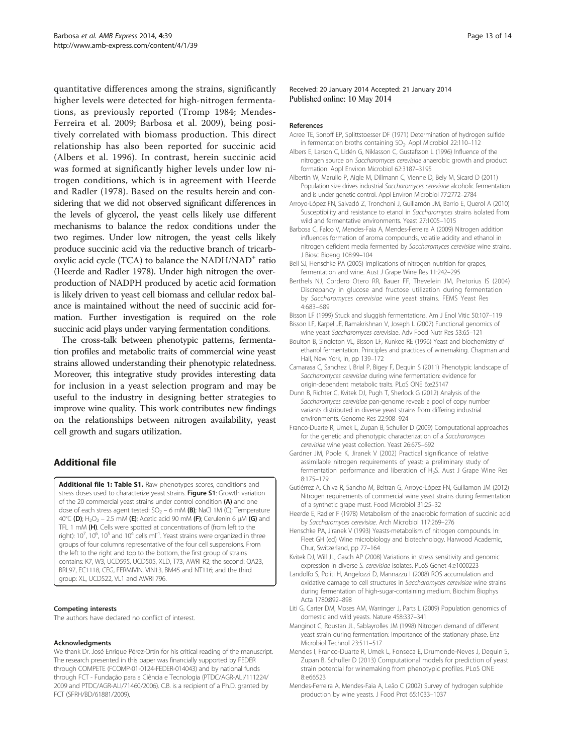quantitative differences among the strains, significantly higher levels were detected for high-nitrogen fermentations, as previously reported (Tromp 1984; Mendes-Ferreira et al. 2009; Barbosa et al. 2009), being positively correlated with biomass production. This direct relationship has also been reported for succinic acid (Albers et al. 1996). In contrast, herein succinic acid was formed at significantly higher levels under low nitrogen conditions, which is in agreement with Heerde and Radler (1978). Based on the results herein and considering that we did not observed significant differences in the levels of glycerol, the yeast cells likely use different mechanisms to balance the redox conditions under the two regimes. Under low nitrogen, the yeast cells likely produce succinic acid via the reductive branch of tricarboxylic acid cycle (TCA) to balance the NADH/NAD$^+$ ratio (Heerde and Radler 1978). Under high nitrogen the overproduction of NADPH produced by acetic acid formation is likely driven to yeast cell biomass and cellular redox balance is maintained without the need of succinic acid formation. Further investigation is required on the role succinic acid plays under varying fermentation conditions.

The cross-talk between phenotypic patterns, fermentation profiles and metabolic traits of commercial wine yeast strains allowed understanding their phenotypic relatedness. Moreover, this integrative study provides interesting data for inclusion in a yeast selection program and may be useful to the industry in designing better strategies to improve wine quality. This work contributes new findings on the relationships between nitrogen availability, yeast cell growth and sugars utilization.

## Additional file

**Additional file 1: Table S1.** Raw phenotypes scores, conditions and stress doses used to characterize yeast strains. **Figure S1**: Growth variation of the 20 commercial yeast strains under control condition **(A)** and one dose of each stress agent tested: $SO_2$ – 6 mM **(B)**; NaCl 1M (C); Temperature 40°C **(D)**; $H_2O_2$ – 2.5 mM **(E)**; Acetic acid 90 mM **(F)**; Cerulenin 6 μM **(G)** and TFL 1 mM **(H)**. Cells were spotted at concentrations of (from left to the right): $10^7$, $10^6$, $10^5$ and $10^4$ cells ml$^{-1}$. Yeast strains were organized in three groups of four columns representative of the four cell suspensions. From the left to the right and top to the bottom, the first group of strains contains: K7, W3, UCD595, UCD505, XLD, T73, AWRI R2; the second: QA23, BRL97, EC1118, CEG, FERMIVIN, VIN13, BM45 and NT116; and the third group: XL, UCD522, VL1 and AWRI 796.

#### Competing interests
The authors have declared no conflict of interest.

#### Acknowledgments
We thank Dr. José Enrique Pérez-Ortín for his critical reading of the manuscript. The research presented in this paper was financially supported by FEDER through COMPETE (FCOMP-01-0124-FEDER-014043) and by national funds through FCT - Fundação para a Ciência e Tecnologia (PTDC/AGR-ALI/111224/2009 and PTDC/AGR-ALI/71460/2006). C.B. is a recipient of a Ph.D. granted by FCT (SFRH/BD/61881/2009).

Received: 20 January 2014 Accepted: 21 January 2014
Published online: 10 May 2014

#### References

Acree TE, Sonoff EP, Splittstoesser DF (1971) Determination of hydrogen sulfide in fermentation broths containing $SO_2$. Appl Microbiol 22:110–112

Albers E, Larson C, Lidén G, Niklasson C, Gustafsson L (1996) Influence of the nitrogen source on *Saccharomyces cerevisiae* anaerobic growth and product formation. Appl Environ Microbiol 62:3187–3195

Albertin W, Marullo P, Aigle M, Dillmann C, Vienne D, Bely M, Sicard D (2011) Population size drives industrial *Saccharomyces cerevisiae* alcoholic fermentation and is under genetic control. Appl Environ Microbiol 77:2772–2784

Arroyo-López FN, Salvadó Z, Tronchoni J, Guillamón JM, Barrio E, Querol A (2010) Susceptibility and resistance to etanol in *Saccharomyces* strains isolated from wild and fermentative environments. Yeast 27:1005–1015

Barbosa C, Falco V, Mendes-Faia A, Mendes-Ferreira A (2009) Nitrogen addition influences formation of aroma compounds, volatile acidity and ethanol in nitrogen deficient media fermented by *Saccharomyces cerevisiae* wine strains. J Biosc Bioeng 108:99–104

Bell SJ, Henschke PA (2005) Implications of nitrogen nutrition for grapes, fermentation and wine. Aust J Grape Wine Res 11:242–295

Berthels NJ, Cordero Otero RR, Bauer FF, Thevelein JM, Pretorius IS (2004) Discrepancy in glucose and fructose utilization during fermentation by *Saccharomyces cerevisiae* wine yeast strains. FEMS Yeast Res 4:683–689

Bisson LF (1999) Stuck and sluggish fermentations. Am J Enol Vitic 50:107–119

Bisson LF, Karpel JE, Ramakrishnan V, Joseph L (2007) Functional genomics of wine yeast *Saccharomyces cerevisiae*. Adv Food Nutr Res 53:65–121

Boulton B, Singleton VL, Bisson LF, Kunkee RE (1996) Yeast and biochemistry of ethanol fermentation. Principles and practices of winemaking. Chapman and Hall, New York, In, pp 139–172

Camarasa C, Sanchez I, Brial P, Bigey F, Dequin S (2011) Phenotypic landscape of *Saccharomyces cerevisiae* during wine fermentation: evidence for origin-dependent metabolic traits. PLoS ONE 6:e25147

Dunn B, Richter C, Kvitek DJ, Pugh T, Sherlock G (2012) Analysis of the *Saccharomyces cerevisiae* pan-genome reveals a pool of copy number variants distributed in diverse yeast strains from differing industrial environments. Genome Res 22:908–924

Franco-Duarte R, Umek L, Zupan B, Schuller D (2009) Computational approaches for the genetic and phenotypic characterization of a *Saccharomyces cerevisiae* wine yeast collection. Yeast 26:675–692

Gardner JM, Poole K, Jiranek V (2002) Practical significance of relative assimilable nitrogen requirements of yeast: a preliminary study of fermentation performance and liberation of $H_2S$. Aust J Grape Wine Res 8:175–179

Gutiérrez A, Chiva R, Sancho M, Beltran G, Arroyo-López FN, Guillamon JM (2012) Nitrogen requirements of commercial wine yeast strains during fermentation of a synthetic grape must. Food Microbiol 31:25–32

Heerde E, Radler F (1978) Metabolism of the anaerobic formation of succinic acid by *Saccharomyces cerevisiae*. Arch Microbiol 117:269–276

Henschke PA, Jiranek V (1993) Yeasts-metabolism of nitrogen compounds. In: Fleet GH (ed) Wine microbiology and biotechnology. Harwood Academic, Chur, Switzerland, pp 77–164

Kvitek DJ, Will JL, Gasch AP (2008) Variations in stress sensitivity and genomic expression in diverse *S. cerevisiae* isolates. PLoS Genet 4:e1000223

Landolfo S, Politi H, Angelozzi D, Mannazzu I (2008) ROS accumulation and oxidative damage to cell structures in *Saccharomyces cerevisiae* wine strains during fermentation of high-sugar-containing medium. Biochim Biophys Acta 1780:892–898

Liti G, Carter DM, Moses AM, Warringer J, Parts L (2009) Population genomics of domestic and wild yeasts. Nature 458:337–341

Manginot C, Roustan JL, Sablayrolles JM (1998) Nitrogen demand of different yeast strain during fermentation: Importance of the stationary phase. Enz Microbiol Technol 23:511–517

Mendes I, Franco-Duarte R, Umek L, Fonseca E, Drumonde-Neves J, Dequin S, Zupan B, Schuller D (2013) Computational models for prediction of yeast strain potential for winemaking from phenotypic profiles. PLoS ONE 8:e66523

Mendes-Ferreira A, Mendes-Faia A, Leão C (2002) Survey of hydrogen sulphide production by wine yeasts. J Food Prot 65:1033–1037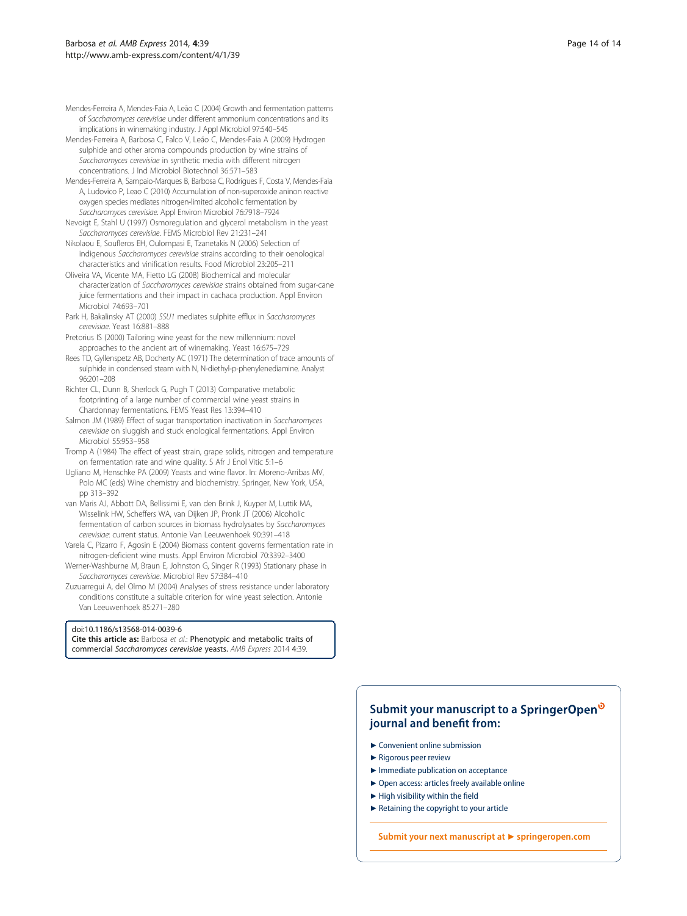Mendes-Ferreira A, Mendes-Faia A, Leão C (2004) Growth and fermentation patterns of *Saccharomyces cerevisiae* under different ammonium concentrations and its implications in winemaking industry. J Appl Microbiol 97:540–545

Mendes-Ferreira A, Barbosa C, Falco V, Leão C, Mendes-Faia A (2009) Hydrogen sulphide and other aroma compounds production by wine strains of *Saccharomyces cerevisiae* in synthetic media with different nitrogen concentrations. J Ind Microbiol Biotechnol 36:571–583

Mendes-Ferreira A, Sampaio-Marques B, Barbosa C, Rodrigues F, Costa V, Mendes-Faia A, Ludovico P, Leao C (2010) Accumulation of non-superoxide aninon reactive oxygen species mediates nitrogen-limited alcoholic fermentation by *Saccharomyces cerevisiae*. Appl Environ Microbiol 76:7918–7924

Nevoigt E, Stahl U (1997) Osmoregulation and glycerol metabolism in the yeast *Saccharomyces cerevisiae*. FEMS Microbiol Rev 21:231–241

Nikolaou E, Soufleros EH, Oulompasi E, Tzanetakis N (2006) Selection of indigenous *Saccharomyces cerevisiae* strains according to their oenological characteristics and vinification results. Food Microbiol 23:205–211

Oliveira VA, Vicente MA, Fietto LG (2008) Biochemical and molecular characterization of *Saccharomyces cerevisiae* strains obtained from sugar-cane juice fermentations and their impact in cachaca production. Appl Environ Microbiol 74:693–701

Park H, Bakalinsky AT (2000) *SSU1* mediates sulphite efflux in *Saccharomyces cerevisiae*. Yeast 16:881–888

Pretorius IS (2000) Tailoring wine yeast for the new millennium: novel approaches to the ancient art of winemaking. Yeast 16:675–729

Rees TD, Gyllenspetz AB, Docherty AC (1971) The determination of trace amounts of sulphide in condensed steam with N, N-diethyl-p-phenylenediamine. Analyst 96:201–208

Richter CL, Dunn B, Sherlock G, Pugh T (2013) Comparative metabolic footprinting of a large number of commercial wine yeast strains in Chardonnay fermentations. FEMS Yeast Res 13:394–410

Salmon JM (1989) Effect of sugar transportation inactivation in *Saccharomyces cerevisiae* on sluggish and stuck enological fermentations. Appl Environ Microbiol 55:953–958

Tromp A (1984) The effect of yeast strain, grape solids, nitrogen and temperature on fermentation rate and wine quality. S Afr J Enol Vitic 5:1–6

Ugliano M, Henschke PA (2009) Yeasts and wine flavor. In: Moreno-Arribas MV, Polo MC (eds) Wine chemistry and biochemistry. Springer, New York, USA, pp 313–392

van Maris AJ, Abbott DA, Bellissimi E, van den Brink J, Kuyper M, Luttik MA, Wisselink HW, Scheffers WA, van Dijken JP, Pronk JT (2006) Alcoholic fermentation of carbon sources in biomass hydrolysates by *Saccharomyces cerevisiae*: current status. Antonie Van Leeuwenhoek 90:391–418

Varela C, Pizarro F, Agosin E (2004) Biomass content governs fermentation rate in nitrogen-deficient wine musts. Appl Environ Microbiol 70:3392–3400

Werner-Washburne M, Braun E, Johnston G, Singer R (1993) Stationary phase in *Saccharomyces cerevisiae*. Microbiol Rev 57:384–410

Zuzuarregui A, del Olmo M (2004) Analyses of stress resistance under laboratory conditions constitute a suitable criterion for wine yeast selection. Antonie Van Leeuwenhoek 85:271–280

doi:10.1186/s13568-014-0039-6

**Cite this article as:** Barbosa *et al.*: Phenotypic and metabolic traits of commercial *Saccharomyces cerevisiae* yeasts. *AMB Express* 2014 **4**:39.

**Submit your manuscript to a SpringerOpen journal and benefit from:**

- ► Convenient online submission
- ► Rigorous peer review
- ► Immediate publication on acceptance
- ► Open access: articles freely available online
- ► High visibility within the field
- ► Retaining the copyright to your article

**Submit your next manuscript at ► springeropen.com**